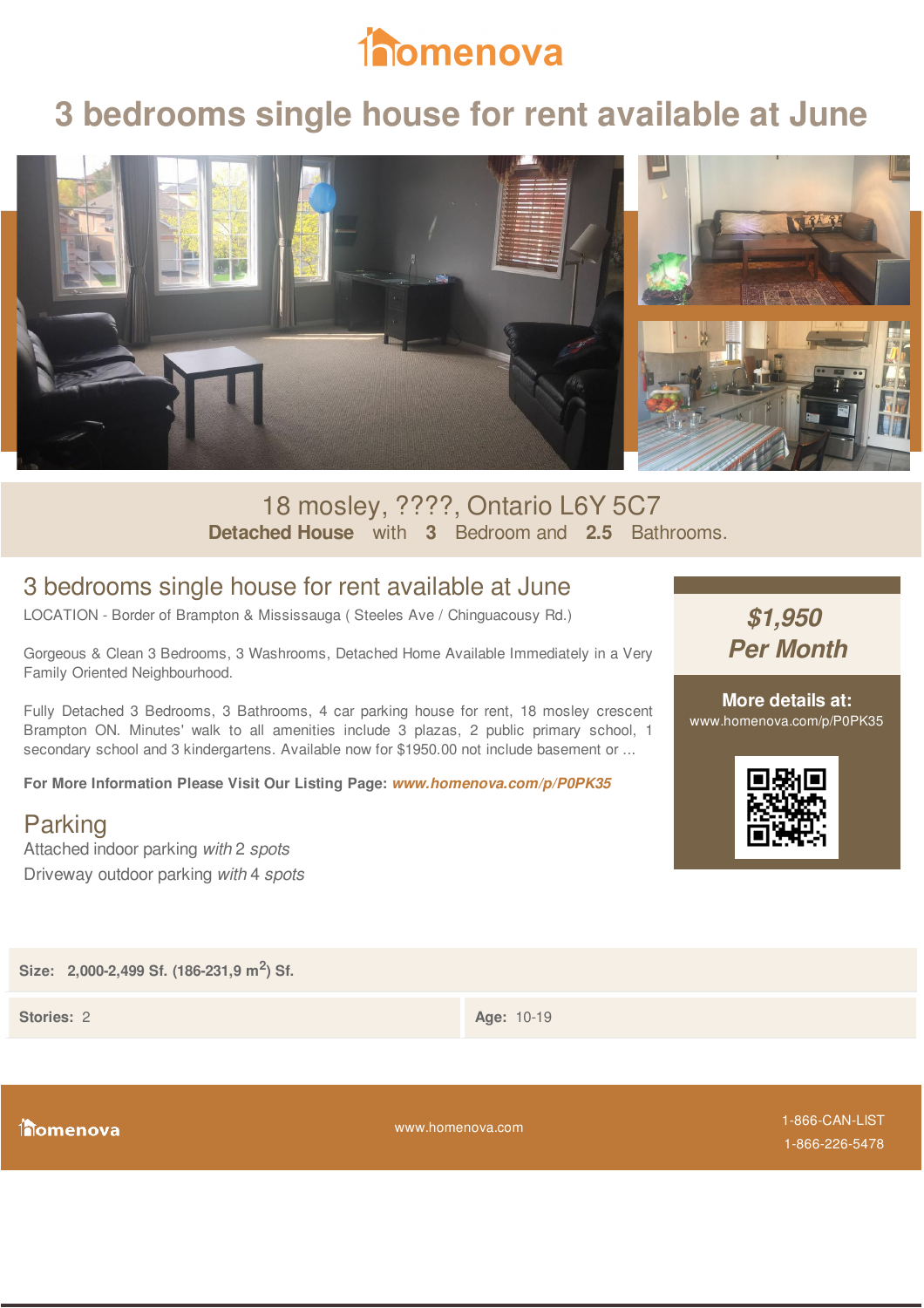homenova

# 3 bedrooms single house for rent available at June

18 mosley, ????, Ontario L6Y 5C7

**Detached House** with **3** Bedroom and **2.5** Bathrooms.

## 3 bedrooms single house for rent available at June

LOCATION - Border of Brampton & Mississauga ( Steeles Ave / Chinguacousy Rd.)

Gorgeous & Clean 3 Bedrooms, 3 Washrooms, Detached Home Available Immediately in a Very Family Oriented Neighbourhood.

Fully Detached 3 Bedrooms, 3 Bathrooms, 4 car parking house for rent, 18 mosley crescent Brampton ON. Minutes' walk to all amenities include 3 plazas, 2 public primary school, 1 secondary school and 3 kindergartens. Available now for $1950.00 not include basement or ...

**For More Information Please Visit Our Listing Page: *www.homenova.com/p/P0PK35***

**_$1,950_**
**_Per Month_**

**More details at:**
www.homenova.com/p/P0PK35

## Parking

Attached indoor parking *with* 2 *spots*
Driveway outdoor parking *with* 4 *spots*

**Size: 2,000-2,499 Sf. (186-231,9 m$^2$) Sf.**

| | |
|---|---|
| **Stories:** 2 | **Age:** 10-19 |

homenova www.homenova.com 1-866-CAN-LIST 1-866-226-5478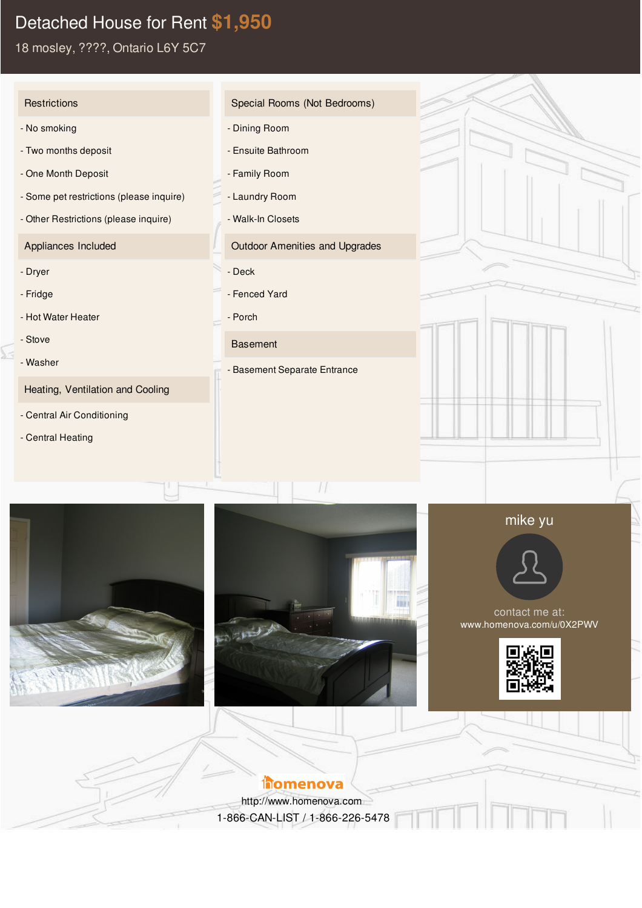# Detached House for Rent $1,950

18 mosley, ????, Ontario L6Y 5C7

## Restrictions

- No smoking
- Two months deposit
- One Month Deposit
- Some pet restrictions (please inquire)
- Other Restrictions (please inquire)

## Appliances Included

- Dryer
- Fridge
- Hot Water Heater
- Stove
- Washer

## Heating, Ventilation and Cooling

- Central Air Conditioning
- Central Heating

## Special Rooms (Not Bedrooms)

- Dining Room
- Ensuite Bathroom
- Family Room
- Laundry Room
- Walk-In Closets

## Outdoor Amenities and Upgrades

- Deck
- Fenced Yard
- Porch

## Basement

- Basement Separate Entrance

mike yu

contact me at:
www.homenova.com/u/0X2PWV

homenova
http://www.homenova.com
1-866-CAN-LIST / 1-866-226-5478